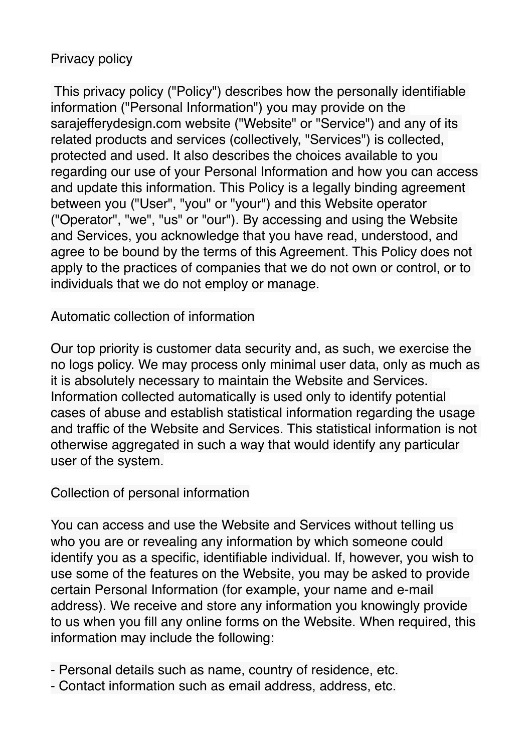# Privacy policy

This privacy policy ("Policy") describes how the personally identifiable information ("Personal Information") you may provide on the sarajefferydesign.com website ("Website" or "Service") and any of its related products and services (collectively, "Services") is collected, protected and used. It also describes the choices available to you regarding our use of your Personal Information and how you can access and update this information. This Policy is a legally binding agreement between you ("User", "you" or "your") and this Website operator ("Operator", "we", "us" or "our"). By accessing and using the Website and Services, you acknowledge that you have read, understood, and agree to be bound by the terms of this Agreement. This Policy does not apply to the practices of companies that we do not own or control, or to individuals that we do not employ or manage.

## Automatic collection of information

Our top priority is customer data security and, as such, we exercise the no logs policy. We may process only minimal user data, only as much as it is absolutely necessary to maintain the Website and Services. Information collected automatically is used only to identify potential cases of abuse and establish statistical information regarding the usage and traffic of the Website and Services. This statistical information is not otherwise aggregated in such a way that would identify any particular user of the system.

## Collection of personal information

You can access and use the Website and Services without telling us who you are or revealing any information by which someone could identify you as a specific, identifiable individual. If, however, you wish to use some of the features on the Website, you may be asked to provide certain Personal Information (for example, your name and e-mail address). We receive and store any information you knowingly provide to us when you fill any online forms on the Website. When required, this information may include the following:

- Personal details such as name, country of residence, etc.
- Contact information such as email address, address, etc.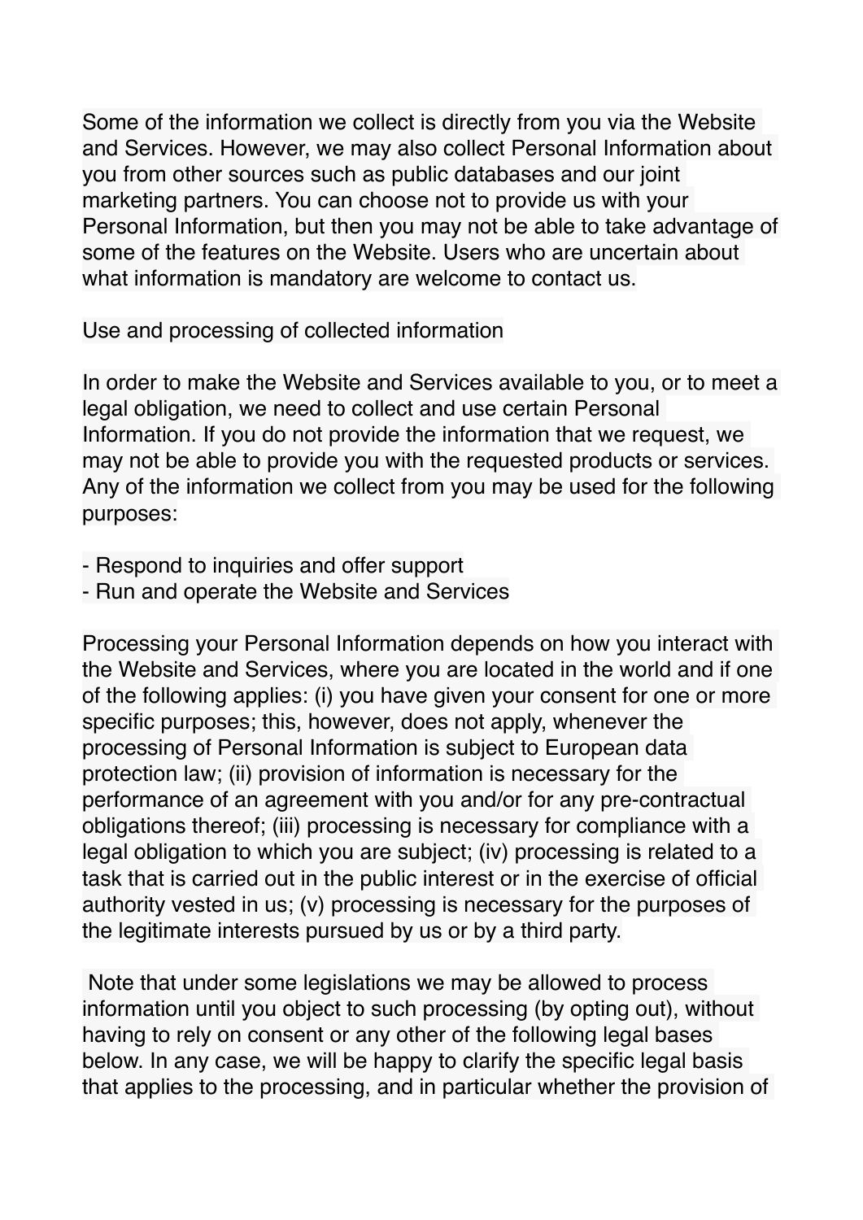Some of the information we collect is directly from you via the Website and Services. However, we may also collect Personal Information about you from other sources such as public databases and our joint marketing partners. You can choose not to provide us with your Personal Information, but then you may not be able to take advantage of some of the features on the Website. Users who are uncertain about what information is mandatory are welcome to contact us.

## Use and processing of collected information

In order to make the Website and Services available to you, or to meet a legal obligation, we need to collect and use certain Personal Information. If you do not provide the information that we request, we may not be able to provide you with the requested products or services. Any of the information we collect from you may be used for the following purposes:

- Respond to inquiries and offer support
- Run and operate the Website and Services

Processing your Personal Information depends on how you interact with the Website and Services, where you are located in the world and if one of the following applies: (i) you have given your consent for one or more specific purposes; this, however, does not apply, whenever the processing of Personal Information is subject to European data protection law; (ii) provision of information is necessary for the performance of an agreement with you and/or for any pre-contractual obligations thereof; (iii) processing is necessary for compliance with a legal obligation to which you are subject; (iv) processing is related to a task that is carried out in the public interest or in the exercise of official authority vested in us; (v) processing is necessary for the purposes of the legitimate interests pursued by us or by a third party.

Note that under some legislations we may be allowed to process information until you object to such processing (by opting out), without having to rely on consent or any other of the following legal bases below. In any case, we will be happy to clarify the specific legal basis that applies to the processing, and in particular whether the provision of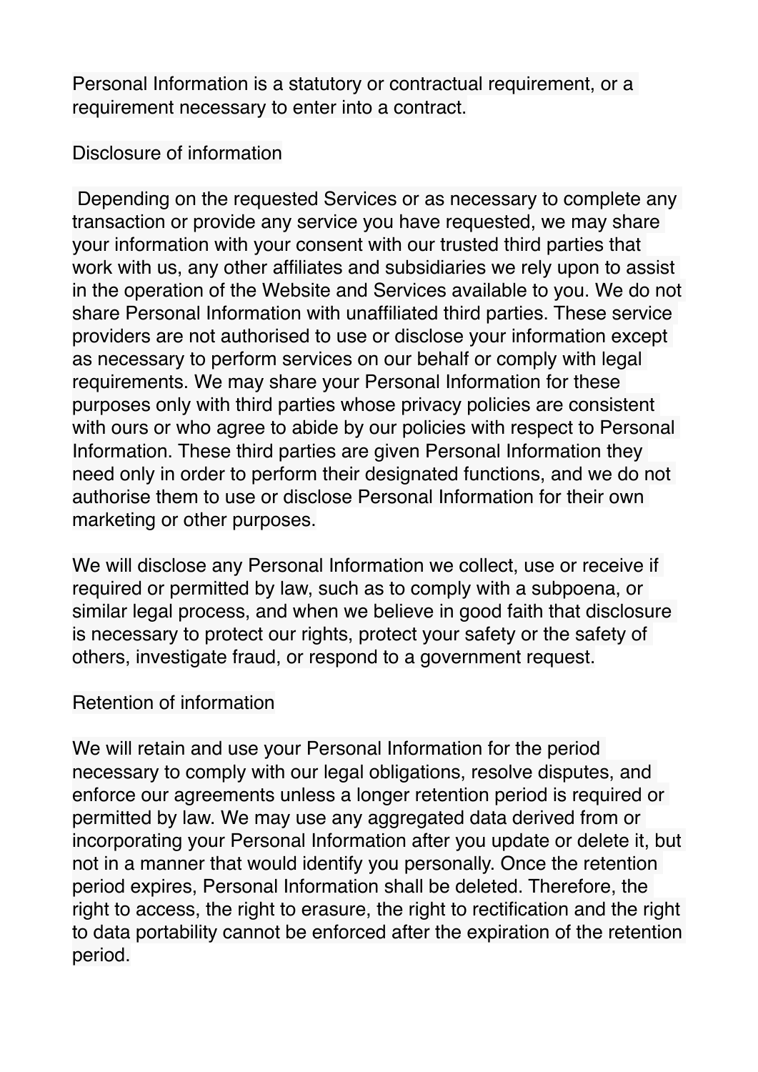Personal Information is a statutory or contractual requirement, or a requirement necessary to enter into a contract.

## Disclosure of information

Depending on the requested Services or as necessary to complete any transaction or provide any service you have requested, we may share your information with your consent with our trusted third parties that work with us, any other affiliates and subsidiaries we rely upon to assist in the operation of the Website and Services available to you. We do not share Personal Information with unaffiliated third parties. These service providers are not authorised to use or disclose your information except as necessary to perform services on our behalf or comply with legal requirements. We may share your Personal Information for these purposes only with third parties whose privacy policies are consistent with ours or who agree to abide by our policies with respect to Personal Information. These third parties are given Personal Information they need only in order to perform their designated functions, and we do not authorise them to use or disclose Personal Information for their own marketing or other purposes.

We will disclose any Personal Information we collect, use or receive if required or permitted by law, such as to comply with a subpoena, or similar legal process, and when we believe in good faith that disclosure is necessary to protect our rights, protect your safety or the safety of others, investigate fraud, or respond to a government request.

## Retention of information

We will retain and use your Personal Information for the period necessary to comply with our legal obligations, resolve disputes, and enforce our agreements unless a longer retention period is required or permitted by law. We may use any aggregated data derived from or incorporating your Personal Information after you update or delete it, but not in a manner that would identify you personally. Once the retention period expires, Personal Information shall be deleted. Therefore, the right to access, the right to erasure, the right to rectification and the right to data portability cannot be enforced after the expiration of the retention period.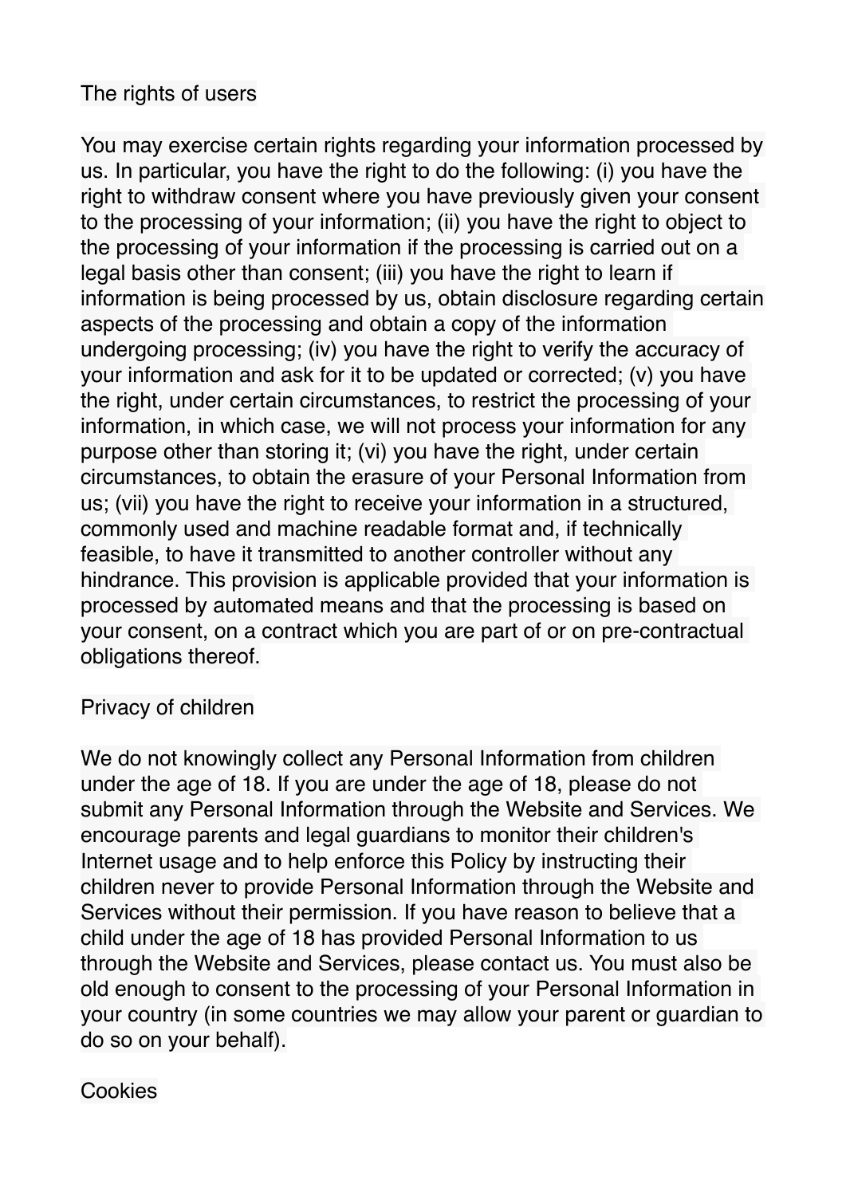## The rights of users

You may exercise certain rights regarding your information processed by us. In particular, you have the right to do the following: (i) you have the right to withdraw consent where you have previously given your consent to the processing of your information; (ii) you have the right to object to the processing of your information if the processing is carried out on a legal basis other than consent; (iii) you have the right to learn if information is being processed by us, obtain disclosure regarding certain aspects of the processing and obtain a copy of the information undergoing processing; (iv) you have the right to verify the accuracy of your information and ask for it to be updated or corrected; (v) you have the right, under certain circumstances, to restrict the processing of your information, in which case, we will not process your information for any purpose other than storing it; (vi) you have the right, under certain circumstances, to obtain the erasure of your Personal Information from us; (vii) you have the right to receive your information in a structured, commonly used and machine readable format and, if technically feasible, to have it transmitted to another controller without any hindrance. This provision is applicable provided that your information is processed by automated means and that the processing is based on your consent, on a contract which you are part of or on pre-contractual obligations thereof.

## Privacy of children

We do not knowingly collect any Personal Information from children under the age of 18. If you are under the age of 18, please do not submit any Personal Information through the Website and Services. We encourage parents and legal guardians to monitor their children's Internet usage and to help enforce this Policy by instructing their children never to provide Personal Information through the Website and Services without their permission. If you have reason to believe that a child under the age of 18 has provided Personal Information to us through the Website and Services, please contact us. You must also be old enough to consent to the processing of your Personal Information in your country (in some countries we may allow your parent or guardian to do so on your behalf).

## Cookies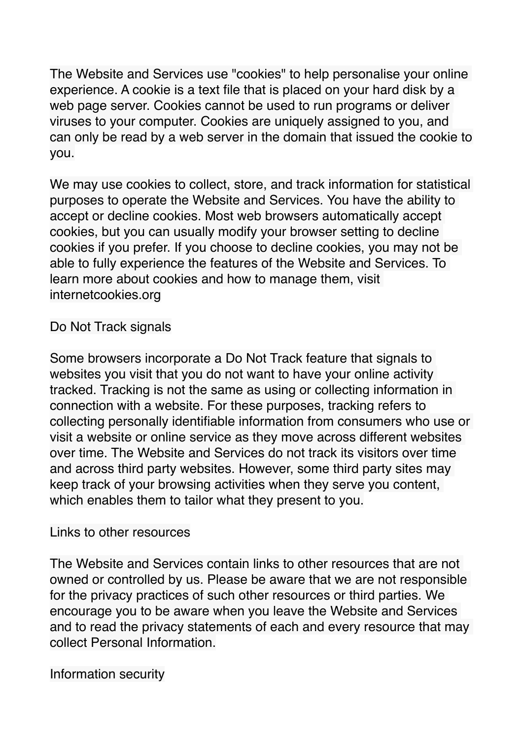The Website and Services use "cookies" to help personalise your online experience. A cookie is a text file that is placed on your hard disk by a web page server. Cookies cannot be used to run programs or deliver viruses to your computer. Cookies are uniquely assigned to you, and can only be read by a web server in the domain that issued the cookie to you.

We may use cookies to collect, store, and track information for statistical purposes to operate the Website and Services. You have the ability to accept or decline cookies. Most web browsers automatically accept cookies, but you can usually modify your browser setting to decline cookies if you prefer. If you choose to decline cookies, you may not be able to fully experience the features of the Website and Services. To learn more about cookies and how to manage them, visit internetcookies.org

## Do Not Track signals

Some browsers incorporate a Do Not Track feature that signals to websites you visit that you do not want to have your online activity tracked. Tracking is not the same as using or collecting information in connection with a website. For these purposes, tracking refers to collecting personally identifiable information from consumers who use or visit a website or online service as they move across different websites over time. The Website and Services do not track its visitors over time and across third party websites. However, some third party sites may keep track of your browsing activities when they serve you content, which enables them to tailor what they present to you.

## Links to other resources

The Website and Services contain links to other resources that are not owned or controlled by us. Please be aware that we are not responsible for the privacy practices of such other resources or third parties. We encourage you to be aware when you leave the Website and Services and to read the privacy statements of each and every resource that may collect Personal Information.

## Information security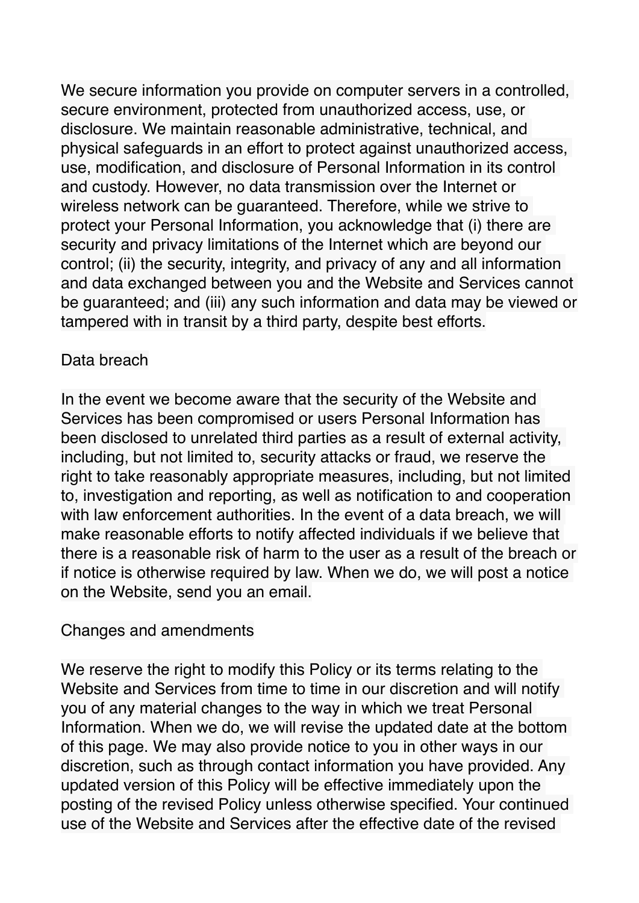We secure information you provide on computer servers in a controlled, secure environment, protected from unauthorized access, use, or disclosure. We maintain reasonable administrative, technical, and physical safeguards in an effort to protect against unauthorized access, use, modification, and disclosure of Personal Information in its control and custody. However, no data transmission over the Internet or wireless network can be guaranteed. Therefore, while we strive to protect your Personal Information, you acknowledge that (i) there are security and privacy limitations of the Internet which are beyond our control; (ii) the security, integrity, and privacy of any and all information and data exchanged between you and the Website and Services cannot be guaranteed; and (iii) any such information and data may be viewed or tampered with in transit by a third party, despite best efforts.

## Data breach

In the event we become aware that the security of the Website and Services has been compromised or users Personal Information has been disclosed to unrelated third parties as a result of external activity, including, but not limited to, security attacks or fraud, we reserve the right to take reasonably appropriate measures, including, but not limited to, investigation and reporting, as well as notification to and cooperation with law enforcement authorities. In the event of a data breach, we will make reasonable efforts to notify affected individuals if we believe that there is a reasonable risk of harm to the user as a result of the breach or if notice is otherwise required by law. When we do, we will post a notice on the Website, send you an email.

## Changes and amendments

We reserve the right to modify this Policy or its terms relating to the Website and Services from time to time in our discretion and will notify you of any material changes to the way in which we treat Personal Information. When we do, we will revise the updated date at the bottom of this page. We may also provide notice to you in other ways in our discretion, such as through contact information you have provided. Any updated version of this Policy will be effective immediately upon the posting of the revised Policy unless otherwise specified. Your continued use of the Website and Services after the effective date of the revised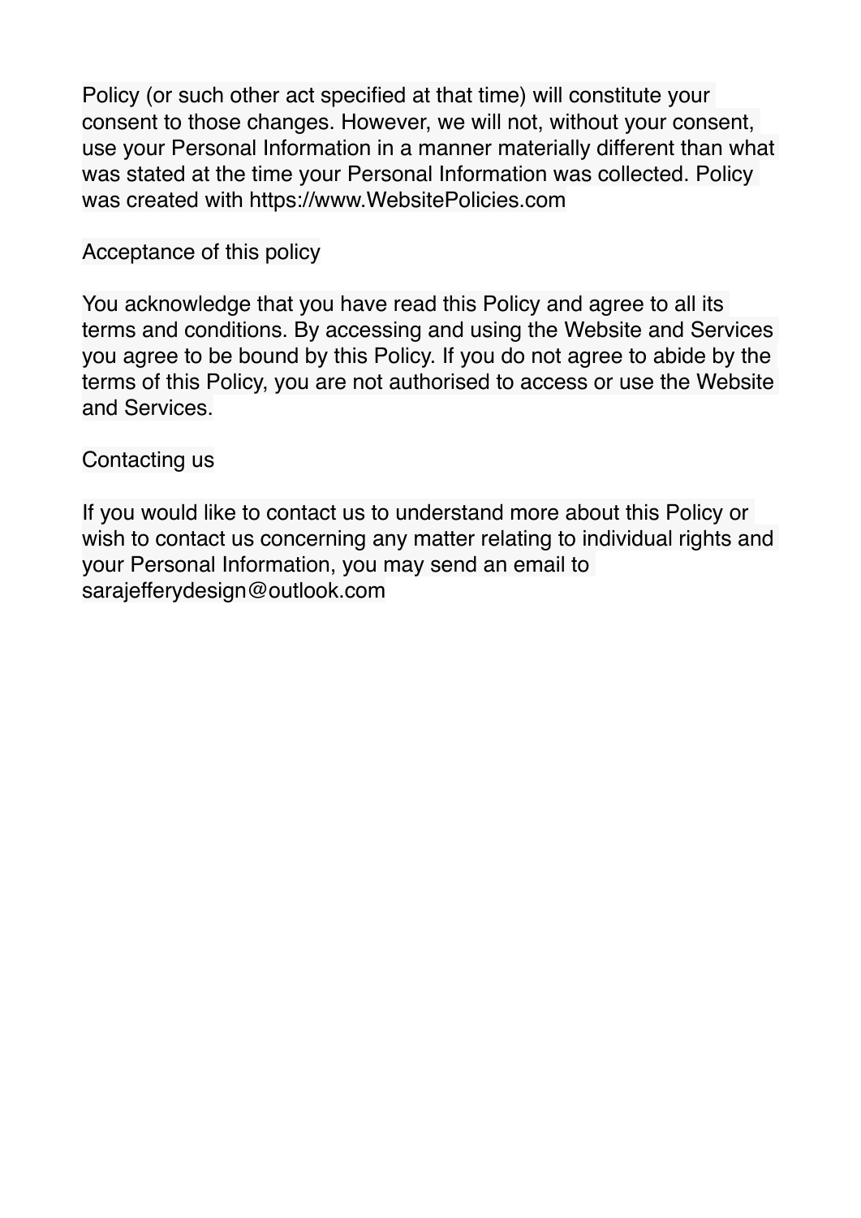Policy (or such other act specified at that time) will constitute your consent to those changes. However, we will not, without your consent, use your Personal Information in a manner materially different than what was stated at the time your Personal Information was collected. Policy was created with https://www.WebsitePolicies.com

## Acceptance of this policy

You acknowledge that you have read this Policy and agree to all its terms and conditions. By accessing and using the Website and Services you agree to be bound by this Policy. If you do not agree to abide by the terms of this Policy, you are not authorised to access or use the Website and Services.

## Contacting us

If you would like to contact us to understand more about this Policy or wish to contact us concerning any matter relating to individual rights and your Personal Information, you may send an email to sarajefferydesign@outlook.com